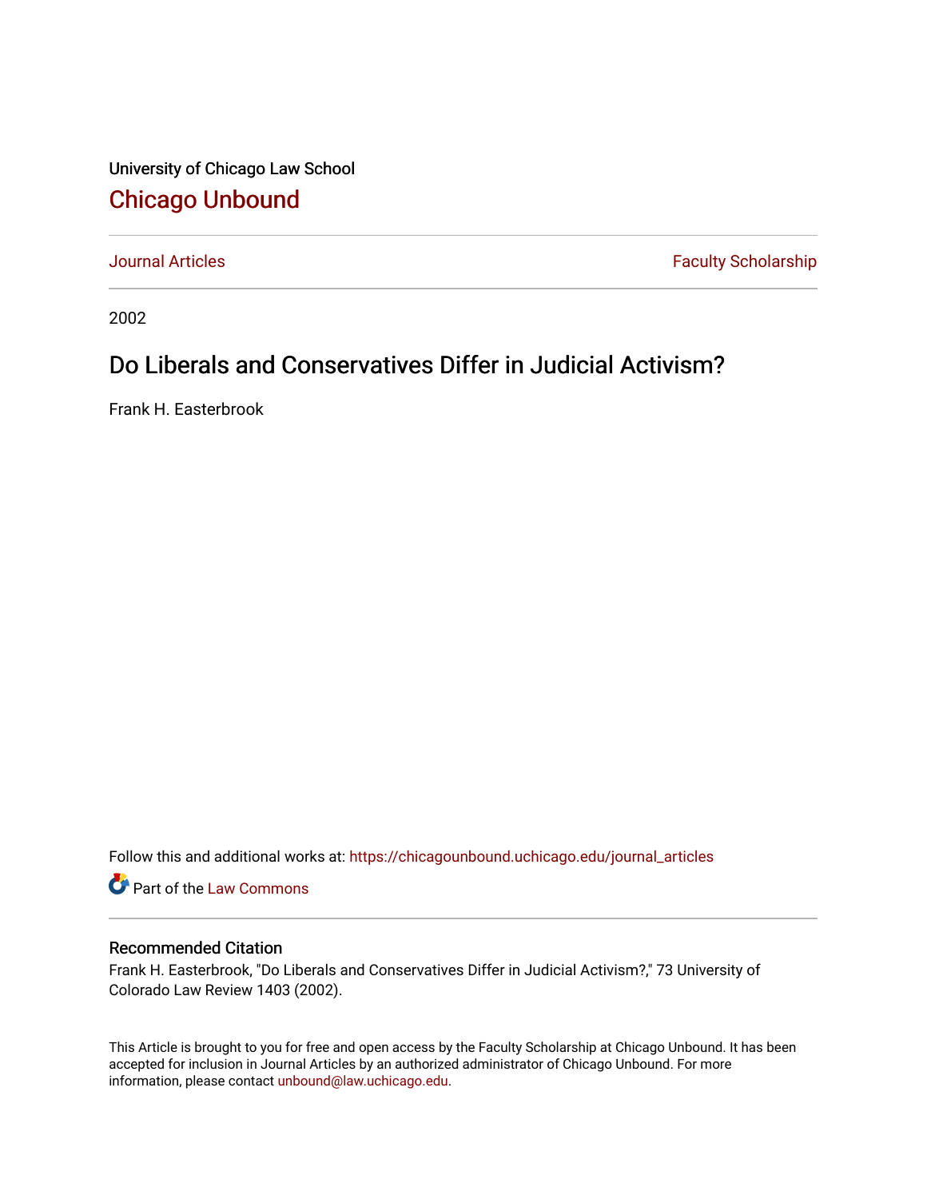University of Chicago Law School

# Chicago Unbound

Journal Articles | Faculty Scholarship

2002

## Do Liberals and Conservatives Differ in Judicial Activism?

Frank H. Easterbrook

Follow this and additional works at: https://chicagounbound.uchicago.edu/journal_articles

Part of the Law Commons

### Recommended Citation

Frank H. Easterbrook, "Do Liberals and Conservatives Differ in Judicial Activism?," 73 University of Colorado Law Review 1403 (2002).

This Article is brought to you for free and open access by the Faculty Scholarship at Chicago Unbound. It has been accepted for inclusion in Journal Articles by an authorized administrator of Chicago Unbound. For more information, please contact unbound@law.uchicago.edu.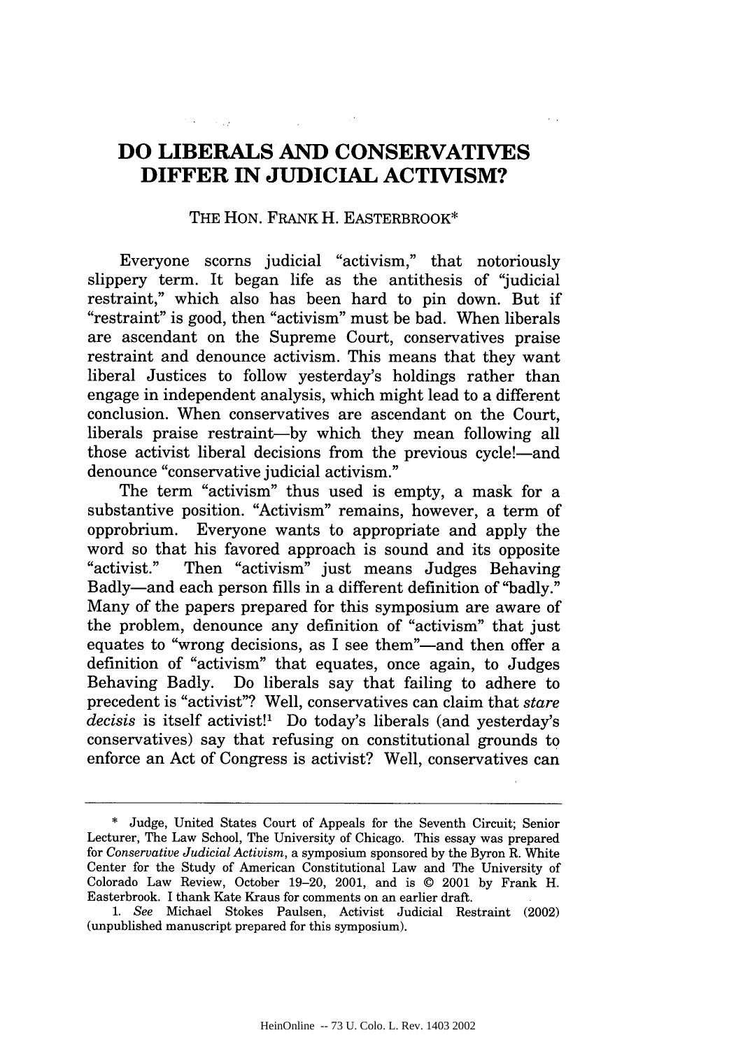# DO LIBERALS AND CONSERVATIVES DIFFER IN JUDICIAL ACTIVISM?

THE HON. FRANK H. EASTERBROOK*

Everyone scorns judicial "activism," that notoriously slippery term. It began life as the antithesis of "judicial restraint," which also has been hard to pin down. But if "restraint" is good, then "activism" must be bad. When liberals are ascendant on the Supreme Court, conservatives praise restraint and denounce activism. This means that they want liberal Justices to follow yesterday's holdings rather than engage in independent analysis, which might lead to a different conclusion. When conservatives are ascendant on the Court, liberals praise restraint—by which they mean following all those activist liberal decisions from the previous cycle!—and denounce "conservative judicial activism."

The term "activism" thus used is empty, a mask for a substantive position. "Activism" remains, however, a term of opprobrium. Everyone wants to appropriate and apply the word so that his favored approach is sound and its opposite "activist." Then "activism" just means Judges Behaving Badly—and each person fills in a different definition of "badly." Many of the papers prepared for this symposium are aware of the problem, denounce any definition of "activism" that just equates to "wrong decisions, as I see them"—and then offer a definition of "activism" that equates, once again, to Judges Behaving Badly. Do liberals say that failing to adhere to precedent is "activist"? Well, conservatives can claim that *stare decisis* is itself activist![1] Do today's liberals (and yesterday's conservatives) say that refusing on constitutional grounds to enforce an Act of Congress is activist? Well, conservatives can

---

\* Judge, United States Court of Appeals for the Seventh Circuit; Senior Lecturer, The Law School, The University of Chicago. This essay was prepared for *Conservative Judicial Activism*, a symposium sponsored by the Byron R. White Center for the Study of American Constitutional Law and The University of Colorado Law Review, October 19–20, 2001, and is © 2001 by Frank H. Easterbrook. I thank Kate Kraus for comments on an earlier draft.

1. *See* Michael Stokes Paulsen, Activist Judicial Restraint (2002) (unpublished manuscript prepared for this symposium).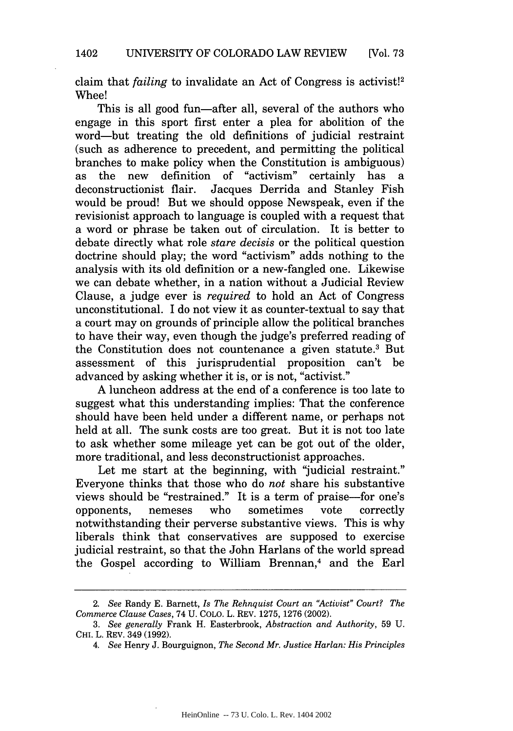claim that *failing* to invalidate an Act of Congress is activist![2] Whee!

This is all good fun—after all, several of the authors who engage in this sport first enter a plea for abolition of the word—but treating the old definitions of judicial restraint (such as adherence to precedent, and permitting the political branches to make policy when the Constitution is ambiguous) as the new definition of "activism" certainly has a deconstructionist flair. Jacques Derrida and Stanley Fish would be proud! But we should oppose Newspeak, even if the revisionist approach to language is coupled with a request that a word or phrase be taken out of circulation. It is better to debate directly what role *stare decisis* or the political question doctrine should play; the word "activism" adds nothing to the analysis with its old definition or a new-fangled one. Likewise we can debate whether, in a nation without a Judicial Review Clause, a judge ever is *required* to hold an Act of Congress unconstitutional. I do not view it as counter-textual to say that a court may on grounds of principle allow the political branches to have their way, even though the judge's preferred reading of the Constitution does not countenance a given statute.[3] But assessment of this jurisprudential proposition can't be advanced by asking whether it is, or is not, "activist."

A luncheon address at the end of a conference is too late to suggest what this understanding implies: That the conference should have been held under a different name, or perhaps not held at all. The sunk costs are too great. But it is not too late to ask whether some mileage yet can be got out of the older, more traditional, and less deconstructionist approaches.

Let me start at the beginning, with "judicial restraint." Everyone thinks that those who do *not* share his substantive views should be "restrained." It is a term of praise—for one's opponents, nemeses who sometimes vote correctly notwithstanding their perverse substantive views. This is why liberals think that conservatives are supposed to exercise judicial restraint, so that the John Harlans of the world spread the Gospel according to William Brennan,[4] and the Earl

---

2. *See* Randy E. Barnett, *Is The Rehnquist Court an "Activist" Court? The Commerce Clause Cases*, 74 U. COLO. L. REV. 1275, 1276 (2002).

3. *See generally* Frank H. Easterbrook, *Abstraction and Authority*, 59 U. CHI. L. REV. 349 (1992).

4. *See* Henry J. Bourguignon, *The Second Mr. Justice Harlan: His Principles*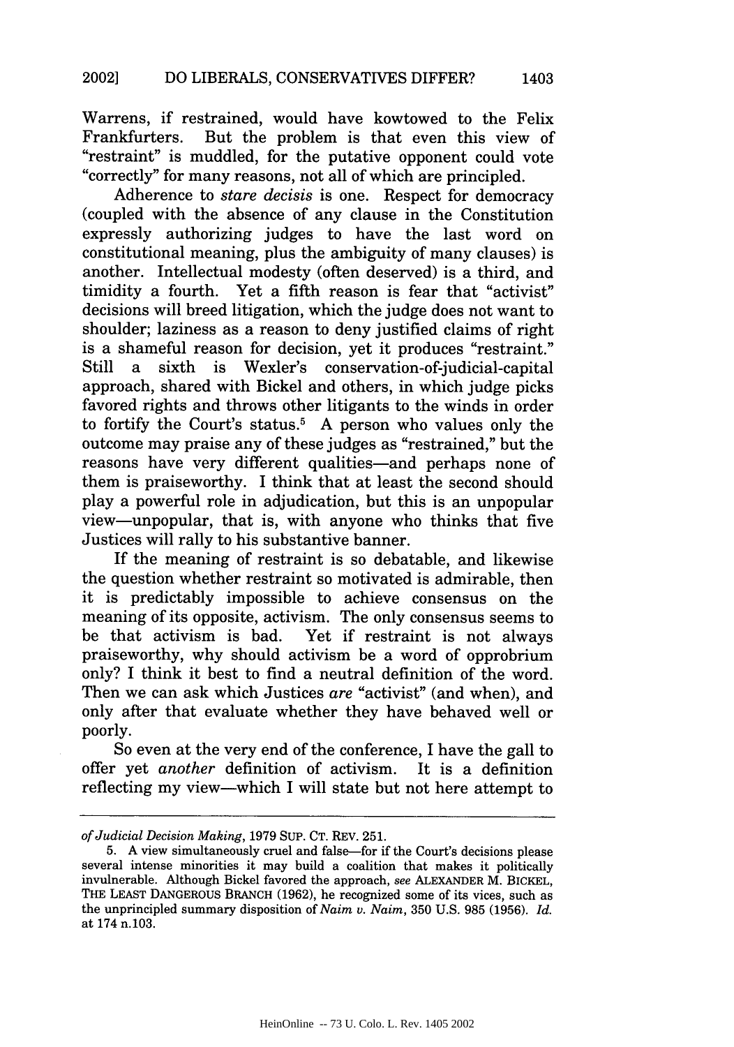Warrens, if restrained, would have kowtowed to the Felix Frankfurters. But the problem is that even this view of "restraint" is muddled, for the putative opponent could vote "correctly" for many reasons, not all of which are principled.

Adherence to *stare decisis* is one. Respect for democracy (coupled with the absence of any clause in the Constitution expressly authorizing judges to have the last word on constitutional meaning, plus the ambiguity of many clauses) is another. Intellectual modesty (often deserved) is a third, and timidity a fourth. Yet a fifth reason is fear that "activist" decisions will breed litigation, which the judge does not want to shoulder; laziness as a reason to deny justified claims of right is a shameful reason for decision, yet it produces "restraint." Still a sixth is Wexler's conservation-of-judicial-capital approach, shared with Bickel and others, in which judge picks favored rights and throws other litigants to the winds in order to fortify the Court's status.[5] A person who values only the outcome may praise any of these judges as "restrained," but the reasons have very different qualities—and perhaps none of them is praiseworthy. I think that at least the second should play a powerful role in adjudication, but this is an unpopular view—unpopular, that is, with anyone who thinks that five Justices will rally to his substantive banner.

If the meaning of restraint is so debatable, and likewise the question whether restraint so motivated is admirable, then it is predictably impossible to achieve consensus on the meaning of its opposite, activism. The only consensus seems to be that activism is bad. Yet if restraint is not always praiseworthy, why should activism be a word of opprobrium only? I think it best to find a neutral definition of the word. Then we can ask which Justices *are* "activist" (and when), and only after that evaluate whether they have behaved well or poorly.

So even at the very end of the conference, I have the gall to offer yet *another* definition of activism. It is a definition reflecting my view—which I will state but not here attempt to

---

*of Judicial Decision Making*, 1979 SUP. CT. REV. 251.

5. A view simultaneously cruel and false—for if the Court's decisions please several intense minorities it may build a coalition that makes it politically invulnerable. Although Bickel favored the approach, *see* ALEXANDER M. BICKEL, THE LEAST DANGEROUS BRANCH (1962), he recognized some of its vices, such as the unprincipled summary disposition of *Naim v. Naim*, 350 U.S. 985 (1956). *Id.* at 174 n.103.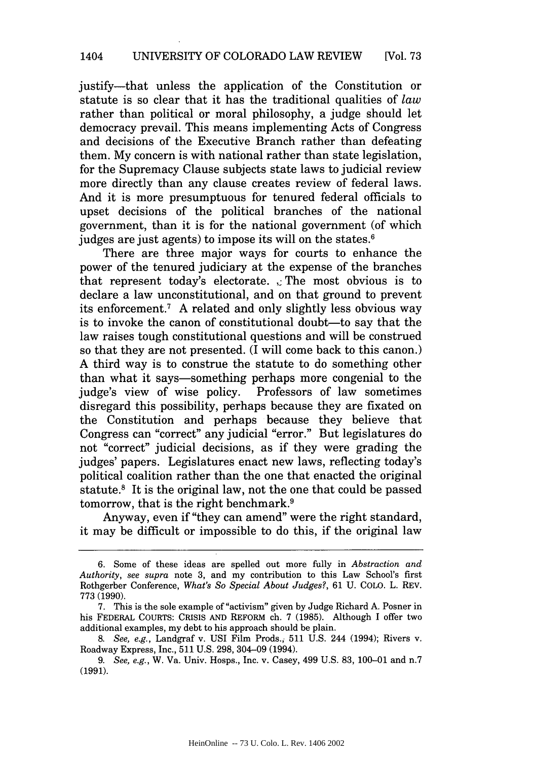justify—that unless the application of the Constitution or statute is so clear that it has the traditional qualities of *law* rather than political or moral philosophy, a judge should let democracy prevail. This means implementing Acts of Congress and decisions of the Executive Branch rather than defeating them. My concern is with national rather than state legislation, for the Supremacy Clause subjects state laws to judicial review more directly than any clause creates review of federal laws. And it is more presumptuous for tenured federal officials to upset decisions of the political branches of the national government, than it is for the national government (of which judges are just agents) to impose its will on the states.[6]

There are three major ways for courts to enhance the power of the tenured judiciary at the expense of the branches that represent today's electorate. The most obvious is to declare a law unconstitutional, and on that ground to prevent its enforcement.[7] A related and only slightly less obvious way is to invoke the canon of constitutional doubt—to say that the law raises tough constitutional questions and will be construed so that they are not presented. (I will come back to this canon.) A third way is to construe the statute to do something other than what it says—something perhaps more congenial to the judge's view of wise policy. Professors of law sometimes disregard this possibility, perhaps because they are fixated on the Constitution and perhaps because they believe that Congress can "correct" any judicial "error." But legislatures do not "correct" judicial decisions, as if they were grading the judges' papers. Legislatures enact new laws, reflecting today's political coalition rather than the one that enacted the original statute.[8] It is the original law, not the one that could be passed tomorrow, that is the right benchmark.[9]

Anyway, even if "they can amend" were the right standard, it may be difficult or impossible to do this, if the original law

---

6. Some of these ideas are spelled out more fully in *Abstraction and Authority*, *see supra* note 3, and my contribution to this Law School's first Rothgerber Conference, *What's So Special About Judges?*, 61 U. COLO. L. REV. 773 (1990).

7. This is the sole example of "activism" given by Judge Richard A. Posner in his FEDERAL COURTS: CRISIS AND REFORM ch. 7 (1985). Although I offer two additional examples, my debt to his approach should be plain.

8. *See, e.g.*, Landgraf v. USI Film Prods., 511 U.S. 244 (1994); Rivers v. Roadway Express, Inc., 511 U.S. 298, 304–09 (1994).

9. *See, e.g.*, W. Va. Univ. Hosps., Inc. v. Casey, 499 U.S. 83, 100–01 and n.7 (1991).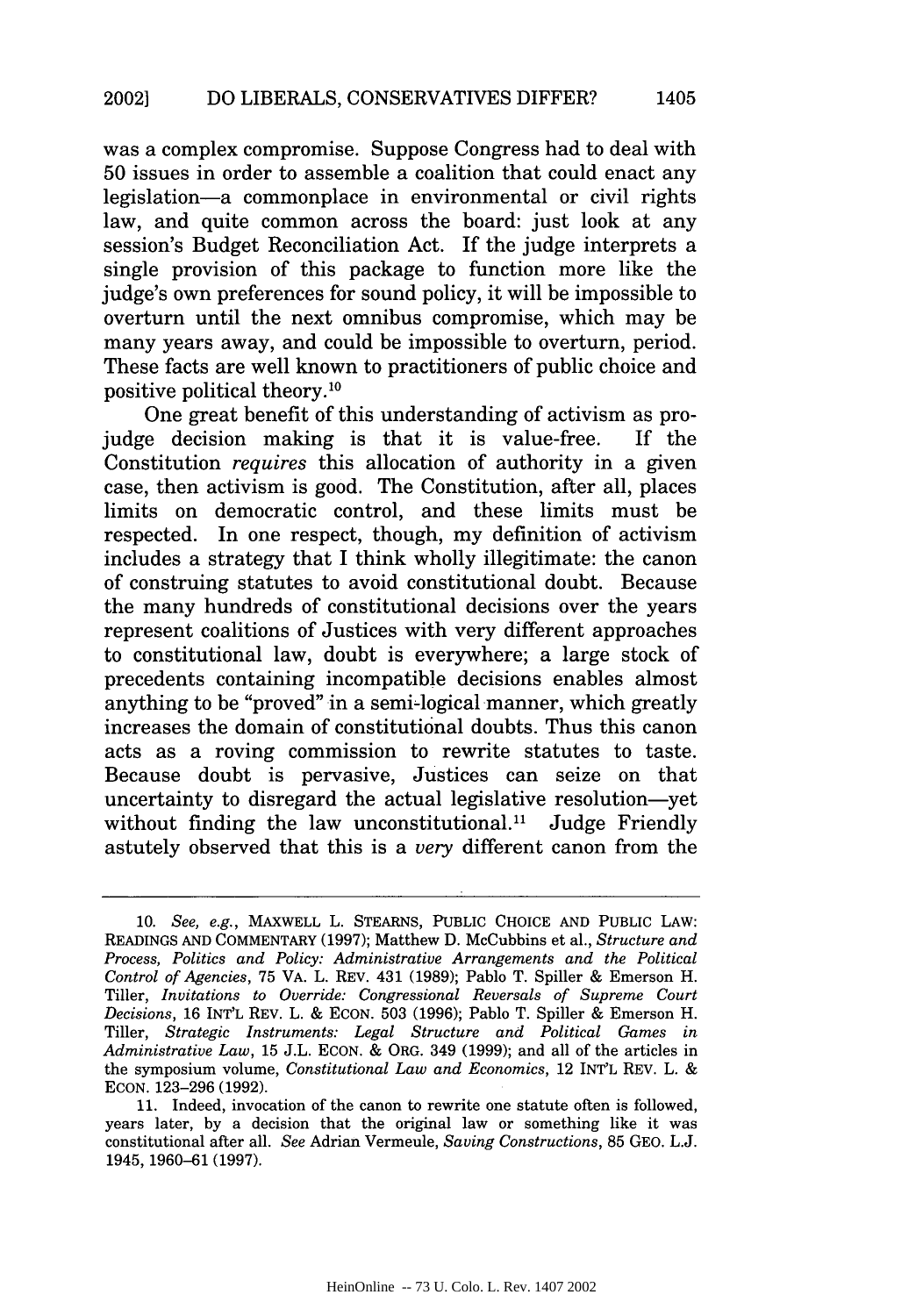was a complex compromise. Suppose Congress had to deal with 50 issues in order to assemble a coalition that could enact any legislation—a commonplace in environmental or civil rights law, and quite common across the board: just look at any session's Budget Reconciliation Act. If the judge interprets a single provision of this package to function more like the judge's own preferences for sound policy, it will be impossible to overturn until the next omnibus compromise, which may be many years away, and could be impossible to overturn, period. These facts are well known to practitioners of public choice and positive political theory.[10]

One great benefit of this understanding of activism as pro-judge decision making is that it is value-free. If the Constitution *requires* this allocation of authority in a given case, then activism is good. The Constitution, after all, places limits on democratic control, and these limits must be respected. In one respect, though, my definition of activism includes a strategy that I think wholly illegitimate: the canon of construing statutes to avoid constitutional doubt. Because the many hundreds of constitutional decisions over the years represent coalitions of Justices with very different approaches to constitutional law, doubt is everywhere; a large stock of precedents containing incompatible decisions enables almost anything to be "proved" in a semi-logical manner, which greatly increases the domain of constitutional doubts. Thus this canon acts as a roving commission to rewrite statutes to taste. Because doubt is pervasive, Justices can seize on that uncertainty to disregard the actual legislative resolution—yet without finding the law unconstitutional.[11] Judge Friendly astutely observed that this is a *very* different canon from the

---

10. *See, e.g.*, MAXWELL L. STEARNS, PUBLIC CHOICE AND PUBLIC LAW: READINGS AND COMMENTARY (1997); Matthew D. McCubbins et al., *Structure and Process, Politics and Policy: Administrative Arrangements and the Political Control of Agencies*, 75 VA. L. REV. 431 (1989); Pablo T. Spiller & Emerson H. Tiller, *Invitations to Override: Congressional Reversals of Supreme Court Decisions*, 16 INT'L REV. L. & ECON. 503 (1996); Pablo T. Spiller & Emerson H. Tiller, *Strategic Instruments: Legal Structure and Political Games in Administrative Law*, 15 J.L. ECON. & ORG. 349 (1999); and all of the articles in the symposium volume, *Constitutional Law and Economics*, 12 INT'L REV. L. & ECON. 123–296 (1992).

11. Indeed, invocation of the canon to rewrite one statute often is followed, years later, by a decision that the original law or something like it was constitutional after all. *See* Adrian Vermeule, *Saving Constructions*, 85 GEO. L.J. 1945, 1960–61 (1997).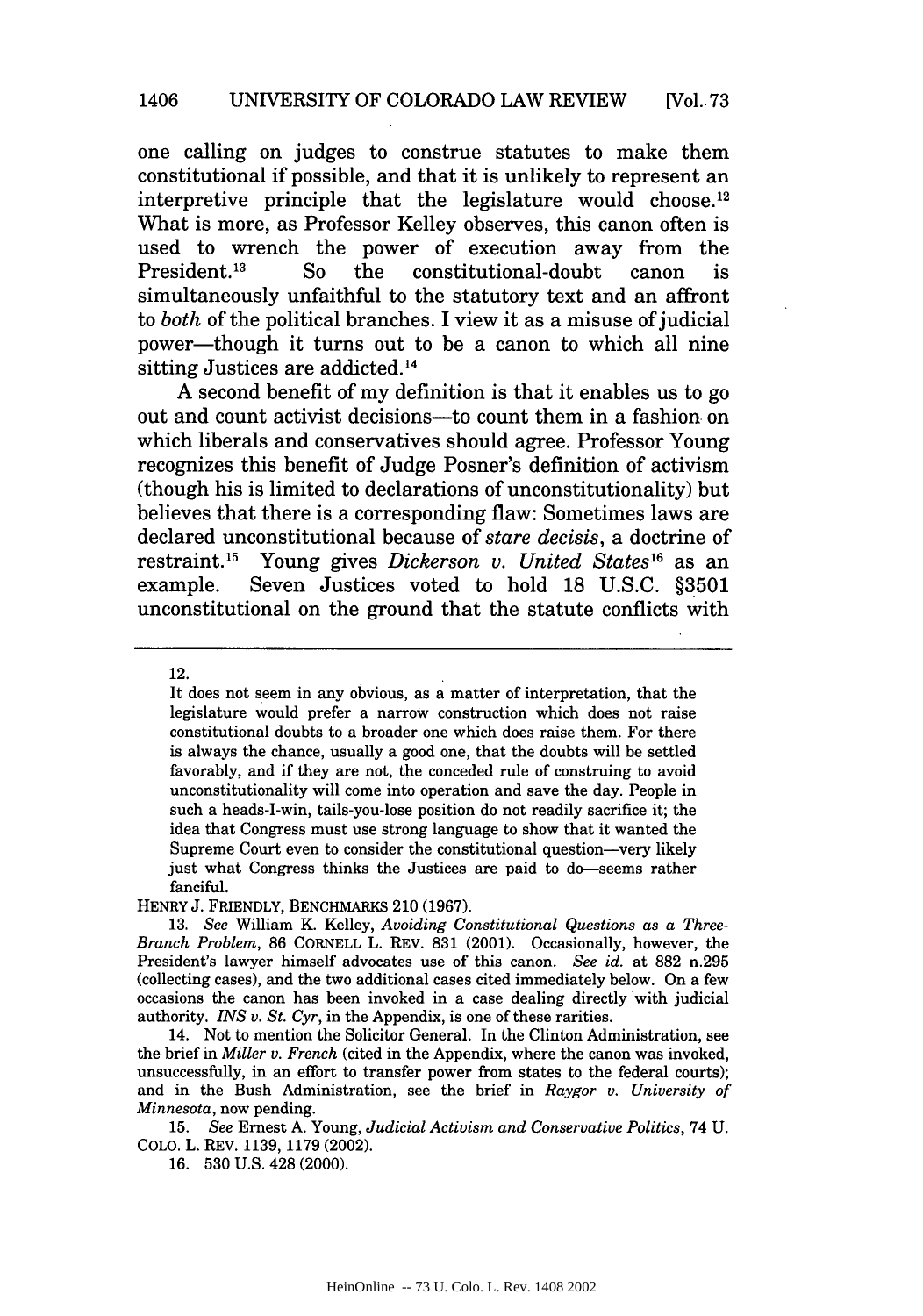one calling on judges to construe statutes to make them constitutional if possible, and that it is unlikely to represent an interpretive principle that the legislature would choose.[12] What is more, as Professor Kelley observes, this canon often is used to wrench the power of execution away from the President.[13] So the constitutional-doubt canon is simultaneously unfaithful to the statutory text and an affront to *both* of the political branches. I view it as a misuse of judicial power—though it turns out to be a canon to which all nine sitting Justices are addicted.[14]

A second benefit of my definition is that it enables us to go out and count activist decisions—to count them in a fashion on which liberals and conservatives should agree. Professor Young recognizes this benefit of Judge Posner's definition of activism (though his is limited to declarations of unconstitutionality) but believes that there is a corresponding flaw: Sometimes laws are declared unconstitutional because of *stare decisis*, a doctrine of restraint.[15] Young gives *Dickerson v. United States*[16] as an example. Seven Justices voted to hold 18 U.S.C. §3501 unconstitutional on the ground that the statute conflicts with

---

12.

> It does not seem in any obvious, as a matter of interpretation, that the legislature would prefer a narrow construction which does not raise constitutional doubts to a broader one which does raise them. For there is always the chance, usually a good one, that the doubts will be settled favorably, and if they are not, the conceded rule of construing to avoid unconstitutionality will come into operation and save the day. People in such a heads-I-win, tails-you-lose position do not readily sacrifice it; the idea that Congress must use strong language to show that it wanted the Supreme Court even to consider the constitutional question—very likely just what Congress thinks the Justices are paid to do—seems rather fanciful.

HENRY J. FRIENDLY, BENCHMARKS 210 (1967).

13. *See* William K. Kelley, *Avoiding Constitutional Questions as a Three-Branch Problem*, 86 CORNELL L. REV. 831 (2001). Occasionally, however, the President's lawyer himself advocates use of this canon. *See id.* at 882 n.295 (collecting cases), and the two additional cases cited immediately below. On a few occasions the canon has been invoked in a case dealing directly with judicial authority. *INS v. St. Cyr*, in the Appendix, is one of these rarities.

14. Not to mention the Solicitor General. In the Clinton Administration, see the brief in *Miller v. French* (cited in the Appendix, where the canon was invoked, unsuccessfully, in an effort to transfer power from states to the federal courts); and in the Bush Administration, see the brief in *Raygor v. University of Minnesota*, now pending.

15. *See* Ernest A. Young, *Judicial Activism and Conservative Politics*, 74 U. COLO. L. REV. 1139, 1179 (2002).

16. 530 U.S. 428 (2000).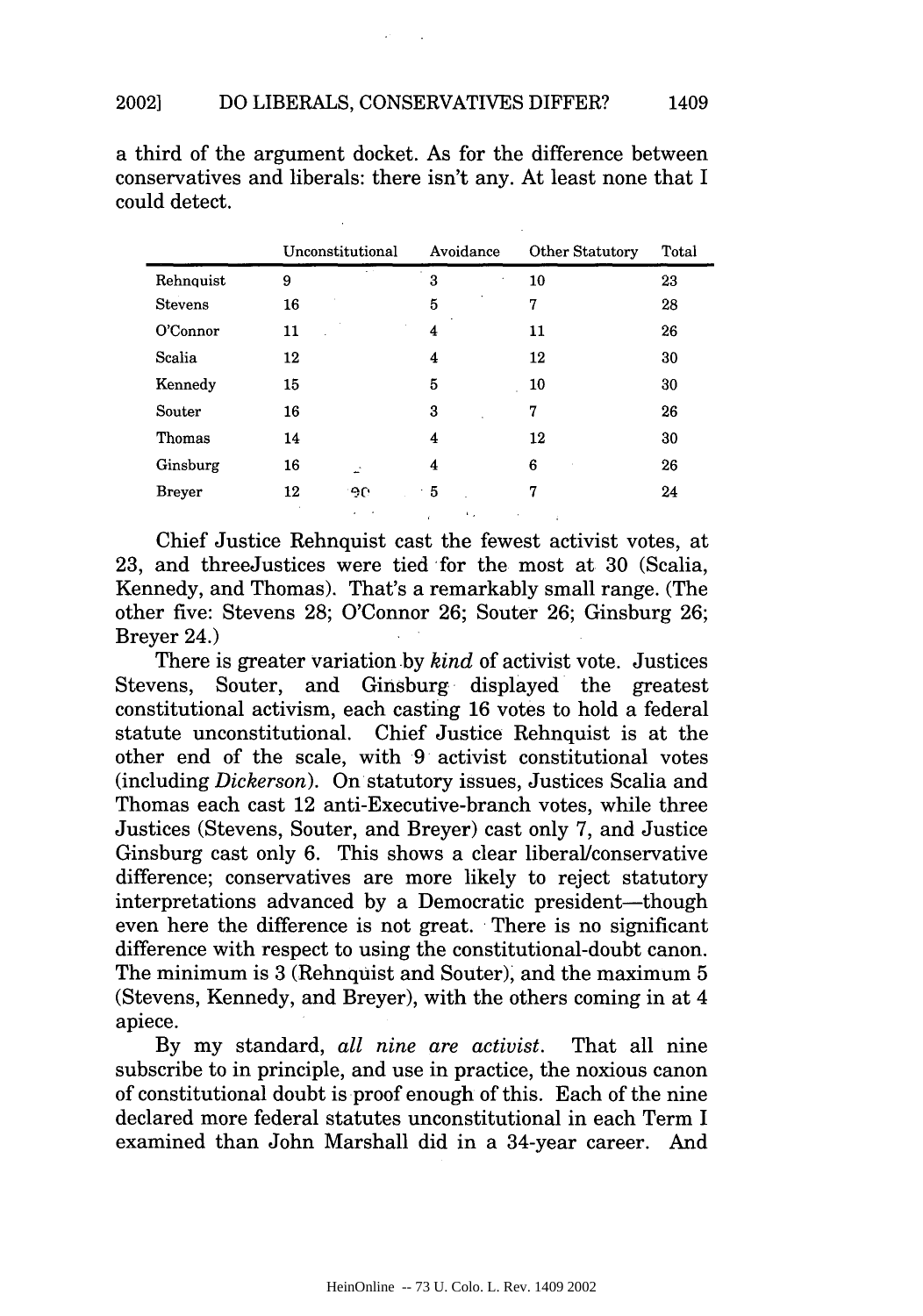a third of the argument docket. As for the difference between conservatives and liberals: there isn't any. At least none that I could detect.

| | Unconstitutional | Avoidance | Other Statutory | Total |
|---|---|---|---|---|
| Rehnquist | 9 | 3 | 10 | 23 |
| Stevens | 16 | 5 | 7 | 28 |
| O'Connor | 11 | 4 | 11 | 26 |
| Scalia | 12 | 4 | 12 | 30 |
| Kennedy | 15 | 5 | 10 | 30 |
| Souter | 16 | 3 | 7 | 26 |
| Thomas | 14 | 4 | 12 | 30 |
| Ginsburg | 16 | 4 | 6 | 26 |
| Breyer | 12 | 5 | 7 | 24 |

Chief Justice Rehnquist cast the fewest activist votes, at 23, and threeJustices were tied for the most at 30 (Scalia, Kennedy, and Thomas). That's a remarkably small range. (The other five: Stevens 28; O'Connor 26; Souter 26; Ginsburg 26; Breyer 24.)

There is greater variation by *kind* of activist vote. Justices Stevens, Souter, and Ginsburg displayed the greatest constitutional activism, each casting 16 votes to hold a federal statute unconstitutional. Chief Justice Rehnquist is at the other end of the scale, with 9 activist constitutional votes (including *Dickerson*). On statutory issues, Justices Scalia and Thomas each cast 12 anti-Executive-branch votes, while three Justices (Stevens, Souter, and Breyer) cast only 7, and Justice Ginsburg cast only 6. This shows a clear liberal/conservative difference; conservatives are more likely to reject statutory interpretations advanced by a Democratic president—though even here the difference is not great. There is no significant difference with respect to using the constitutional-doubt canon. The minimum is 3 (Rehnquist and Souter), and the maximum 5 (Stevens, Kennedy, and Breyer), with the others coming in at 4 apiece.

By my standard, *all nine are activist*. That all nine subscribe to in principle, and use in practice, the noxious canon of constitutional doubt is proof enough of this. Each of the nine declared more federal statutes unconstitutional in each Term I examined than John Marshall did in a 34-year career. And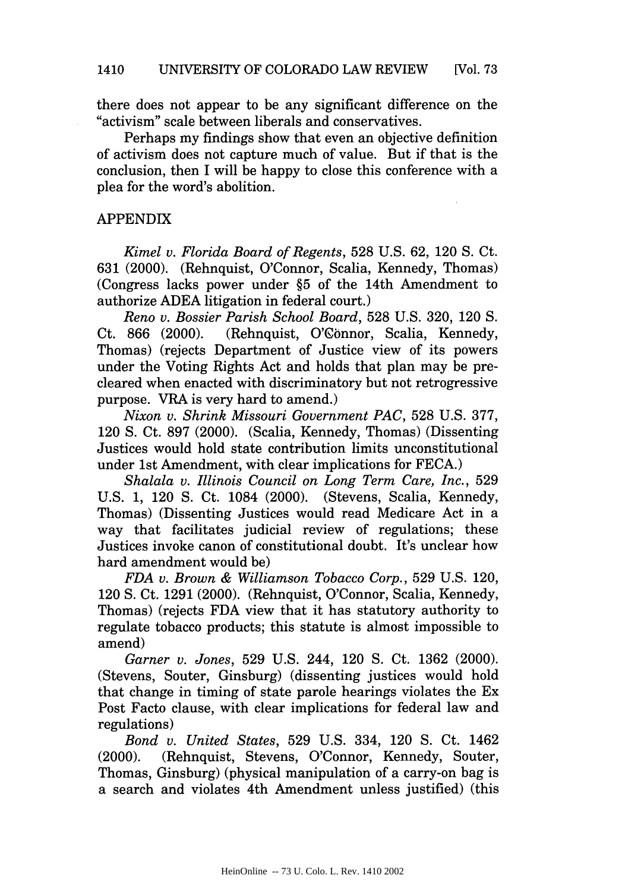there does not appear to be any significant difference on the "activism" scale between liberals and conservatives.

Perhaps my findings show that even an objective definition of activism does not capture much of value. But if that is the conclusion, then I will be happy to close this conference with a plea for the word's abolition.

## APPENDIX

*Kimel v. Florida Board of Regents*, 528 U.S. 62, 120 S. Ct. 631 (2000). (Rehnquist, O'Connor, Scalia, Kennedy, Thomas) (Congress lacks power under §5 of the 14th Amendment to authorize ADEA litigation in federal court.)

*Reno v. Bossier Parish School Board*, 528 U.S. 320, 120 S. Ct. 866 (2000). (Rehnquist, O'Connor, Scalia, Kennedy, Thomas) (rejects Department of Justice view of its powers under the Voting Rights Act and holds that plan may be precleared when enacted with discriminatory but not retrogressive purpose. VRA is very hard to amend.)

*Nixon v. Shrink Missouri Government PAC*, 528 U.S. 377, 120 S. Ct. 897 (2000). (Scalia, Kennedy, Thomas) (Dissenting Justices would hold state contribution limits unconstitutional under 1st Amendment, with clear implications for FECA.)

*Shalala v. Illinois Council on Long Term Care, Inc.*, 529 U.S. 1, 120 S. Ct. 1084 (2000). (Stevens, Scalia, Kennedy, Thomas) (Dissenting Justices would read Medicare Act in a way that facilitates judicial review of regulations; these Justices invoke canon of constitutional doubt. It's unclear how hard amendment would be)

*FDA v. Brown & Williamson Tobacco Corp.*, 529 U.S. 120, 120 S. Ct. 1291 (2000). (Rehnquist, O'Connor, Scalia, Kennedy, Thomas) (rejects FDA view that it has statutory authority to regulate tobacco products; this statute is almost impossible to amend)

*Garner v. Jones*, 529 U.S. 244, 120 S. Ct. 1362 (2000). (Stevens, Souter, Ginsburg) (dissenting justices would hold that change in timing of state parole hearings violates the Ex Post Facto clause, with clear implications for federal law and regulations)

*Bond v. United States*, 529 U.S. 334, 120 S. Ct. 1462 (2000). (Rehnquist, Stevens, O'Connor, Kennedy, Souter, Thomas, Ginsburg) (physical manipulation of a carry-on bag is a search and violates 4th Amendment unless justified) (this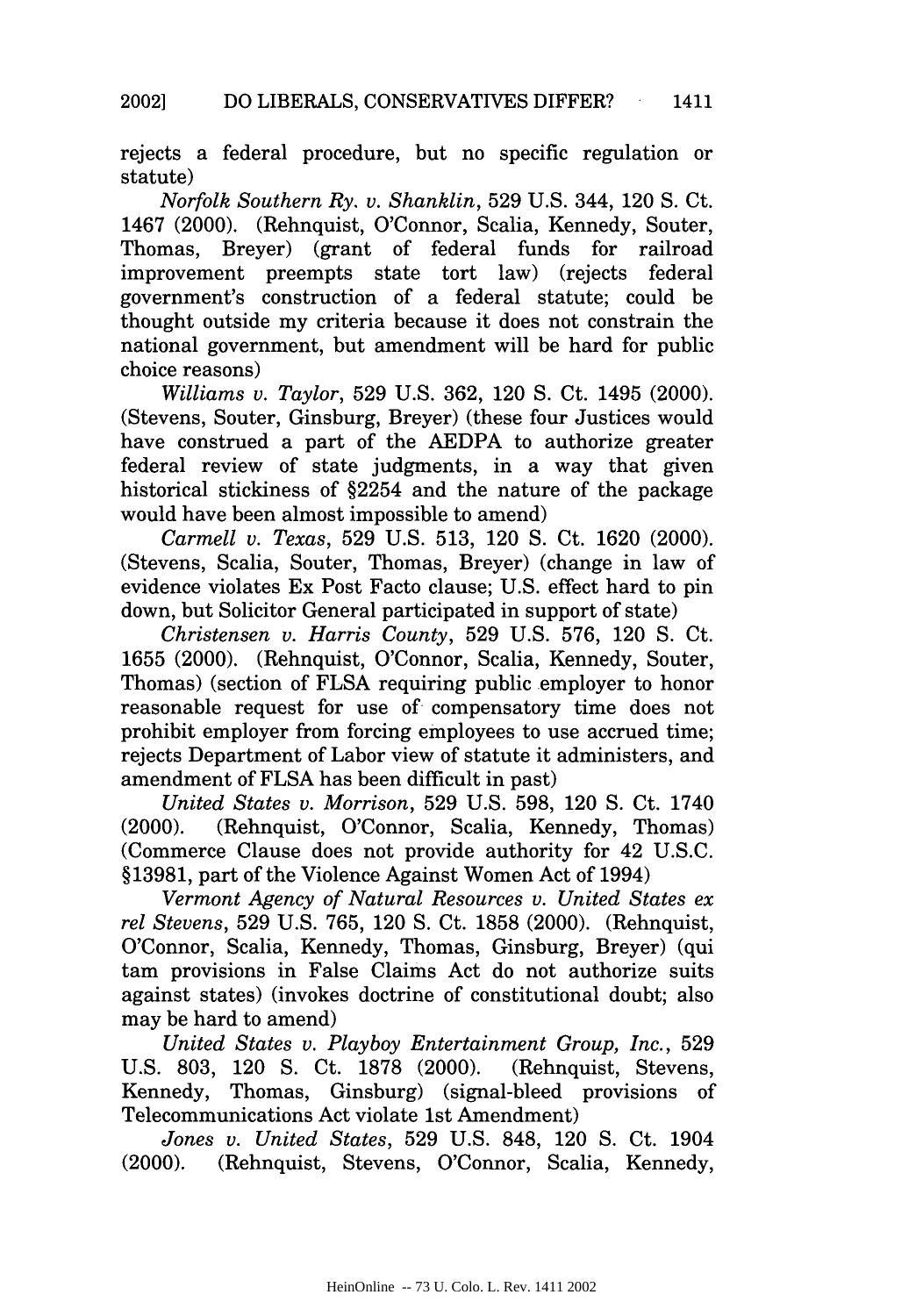rejects a federal procedure, but no specific regulation or statute)

*Norfolk Southern Ry. v. Shanklin*, 529 U.S. 344, 120 S. Ct. 1467 (2000). (Rehnquist, O'Connor, Scalia, Kennedy, Souter, Thomas, Breyer) (grant of federal funds for railroad improvement preempts state tort law) (rejects federal government's construction of a federal statute; could be thought outside my criteria because it does not constrain the national government, but amendment will be hard for public choice reasons)

*Williams v. Taylor*, 529 U.S. 362, 120 S. Ct. 1495 (2000). (Stevens, Souter, Ginsburg, Breyer) (these four Justices would have construed a part of the AEDPA to authorize greater federal review of state judgments, in a way that given historical stickiness of §2254 and the nature of the package would have been almost impossible to amend)

*Carmell v. Texas*, 529 U.S. 513, 120 S. Ct. 1620 (2000). (Stevens, Scalia, Souter, Thomas, Breyer) (change in law of evidence violates Ex Post Facto clause; U.S. effect hard to pin down, but Solicitor General participated in support of state)

*Christensen v. Harris County*, 529 U.S. 576, 120 S. Ct. 1655 (2000). (Rehnquist, O'Connor, Scalia, Kennedy, Souter, Thomas) (section of FLSA requiring public employer to honor reasonable request for use of compensatory time does not prohibit employer from forcing employees to use accrued time; rejects Department of Labor view of statute it administers, and amendment of FLSA has been difficult in past)

*United States v. Morrison*, 529 U.S. 598, 120 S. Ct. 1740 (2000). (Rehnquist, O'Connor, Scalia, Kennedy, Thomas) (Commerce Clause does not provide authority for 42 U.S.C. §13981, part of the Violence Against Women Act of 1994)

*Vermont Agency of Natural Resources v. United States ex rel Stevens*, 529 U.S. 765, 120 S. Ct. 1858 (2000). (Rehnquist, O'Connor, Scalia, Kennedy, Thomas, Ginsburg, Breyer) (qui tam provisions in False Claims Act do not authorize suits against states) (invokes doctrine of constitutional doubt; also may be hard to amend)

*United States v. Playboy Entertainment Group, Inc.*, 529 U.S. 803, 120 S. Ct. 1878 (2000). (Rehnquist, Stevens, Kennedy, Thomas, Ginsburg) (signal-bleed provisions of Telecommunications Act violate 1st Amendment)

*Jones v. United States*, 529 U.S. 848, 120 S. Ct. 1904 (2000). (Rehnquist, Stevens, O'Connor, Scalia, Kennedy,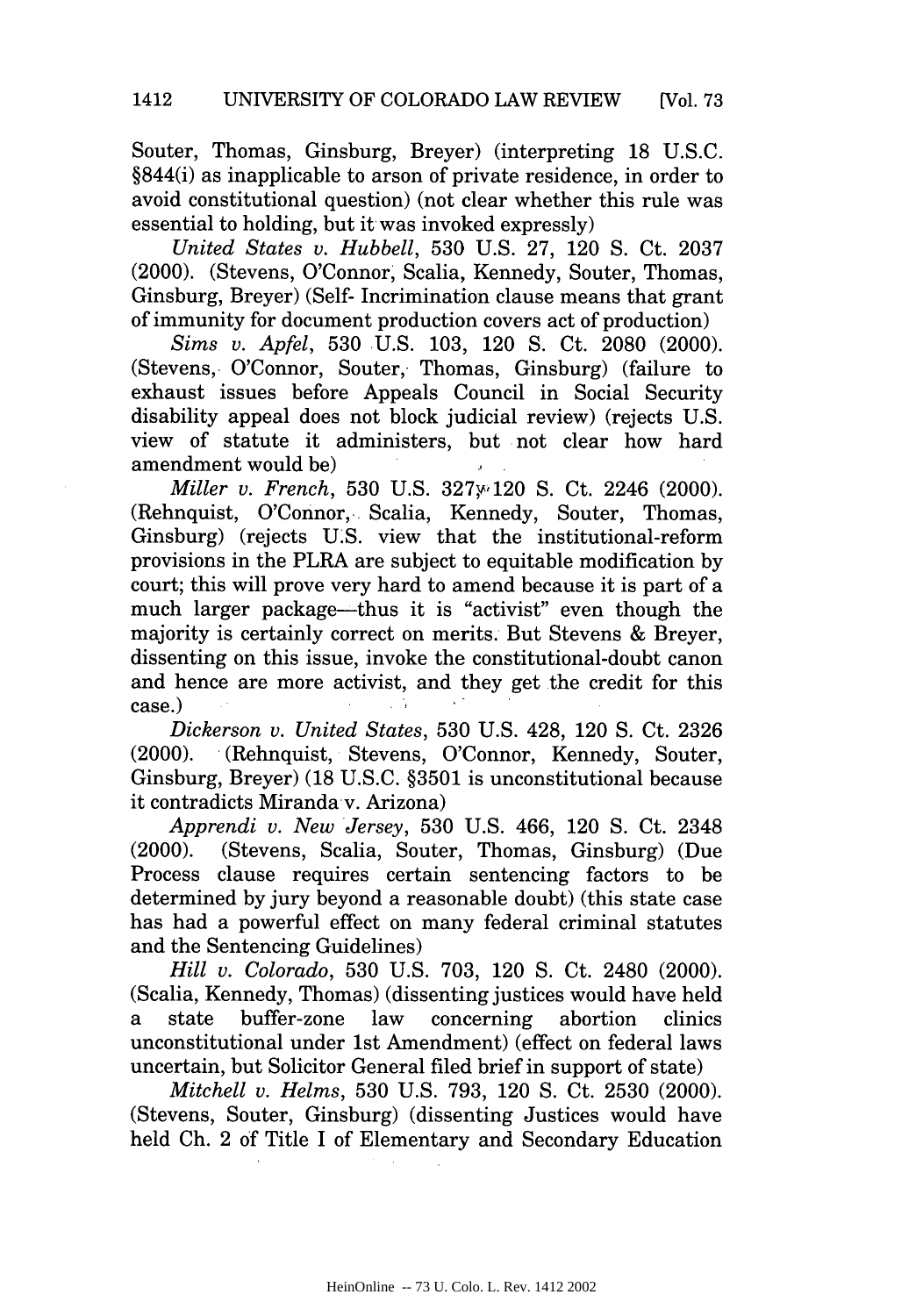Souter, Thomas, Ginsburg, Breyer) (interpreting 18 U.S.C. §844(i) as inapplicable to arson of private residence, in order to avoid constitutional question) (not clear whether this rule was essential to holding, but it was invoked expressly)

*United States v. Hubbell*, 530 U.S. 27, 120 S. Ct. 2037 (2000). (Stevens, O'Connor, Scalia, Kennedy, Souter, Thomas, Ginsburg, Breyer) (Self- Incrimination clause means that grant of immunity for document production covers act of production)

*Sims v. Apfel*, 530 U.S. 103, 120 S. Ct. 2080 (2000). (Stevens, O'Connor, Souter, Thomas, Ginsburg) (failure to exhaust issues before Appeals Council in Social Security disability appeal does not block judicial review) (rejects U.S. view of statute it administers, but not clear how hard amendment would be)

*Miller v. French*, 530 U.S. 327, 120 S. Ct. 2246 (2000). (Rehnquist, O'Connor, Scalia, Kennedy, Souter, Thomas, Ginsburg) (rejects U.S. view that the institutional-reform provisions in the PLRA are subject to equitable modification by court; this will prove very hard to amend because it is part of a much larger package—thus it is "activist" even though the majority is certainly correct on merits. But Stevens & Breyer, dissenting on this issue, invoke the constitutional-doubt canon and hence are more activist, and they get the credit for this case.)

*Dickerson v. United States*, 530 U.S. 428, 120 S. Ct. 2326 (2000). (Rehnquist, Stevens, O'Connor, Kennedy, Souter, Ginsburg, Breyer) (18 U.S.C. §3501 is unconstitutional because it contradicts Miranda v. Arizona)

*Apprendi v. New Jersey*, 530 U.S. 466, 120 S. Ct. 2348 (2000). (Stevens, Scalia, Souter, Thomas, Ginsburg) (Due Process clause requires certain sentencing factors to be determined by jury beyond a reasonable doubt) (this state case has had a powerful effect on many federal criminal statutes and the Sentencing Guidelines)

*Hill v. Colorado*, 530 U.S. 703, 120 S. Ct. 2480 (2000). (Scalia, Kennedy, Thomas) (dissenting justices would have held a state buffer-zone law concerning abortion clinics unconstitutional under 1st Amendment) (effect on federal laws uncertain, but Solicitor General filed brief in support of state)

*Mitchell v. Helms*, 530 U.S. 793, 120 S. Ct. 2530 (2000). (Stevens, Souter, Ginsburg) (dissenting Justices would have held Ch. 2 of Title I of Elementary and Secondary Education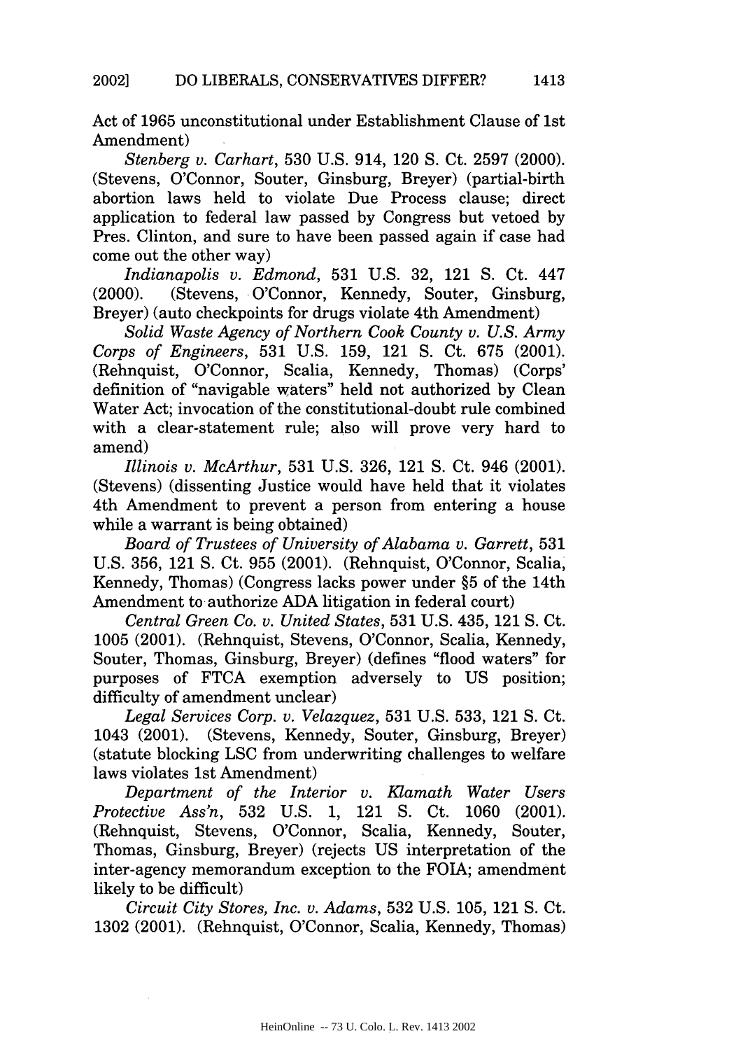Act of 1965 unconstitutional under Establishment Clause of 1st Amendment)

*Stenberg v. Carhart*, 530 U.S. 914, 120 S. Ct. 2597 (2000). (Stevens, O'Connor, Souter, Ginsburg, Breyer) (partial-birth abortion laws held to violate Due Process clause; direct application to federal law passed by Congress but vetoed by Pres. Clinton, and sure to have been passed again if case had come out the other way)

*Indianapolis v. Edmond*, 531 U.S. 32, 121 S. Ct. 447 (2000). (Stevens, O'Connor, Kennedy, Souter, Ginsburg, Breyer) (auto checkpoints for drugs violate 4th Amendment)

*Solid Waste Agency of Northern Cook County v. U.S. Army Corps of Engineers*, 531 U.S. 159, 121 S. Ct. 675 (2001). (Rehnquist, O'Connor, Scalia, Kennedy, Thomas) (Corps' definition of "navigable waters" held not authorized by Clean Water Act; invocation of the constitutional-doubt rule combined with a clear-statement rule; also will prove very hard to amend)

*Illinois v. McArthur*, 531 U.S. 326, 121 S. Ct. 946 (2001). (Stevens) (dissenting Justice would have held that it violates 4th Amendment to prevent a person from entering a house while a warrant is being obtained)

*Board of Trustees of University of Alabama v. Garrett*, 531 U.S. 356, 121 S. Ct. 955 (2001). (Rehnquist, O'Connor, Scalia, Kennedy, Thomas) (Congress lacks power under §5 of the 14th Amendment to authorize ADA litigation in federal court)

*Central Green Co. v. United States*, 531 U.S. 435, 121 S. Ct. 1005 (2001). (Rehnquist, Stevens, O'Connor, Scalia, Kennedy, Souter, Thomas, Ginsburg, Breyer) (defines "flood waters" for purposes of FTCA exemption adversely to US position; difficulty of amendment unclear)

*Legal Services Corp. v. Velazquez*, 531 U.S. 533, 121 S. Ct. 1043 (2001). (Stevens, Kennedy, Souter, Ginsburg, Breyer) (statute blocking LSC from underwriting challenges to welfare laws violates 1st Amendment)

*Department of the Interior v. Klamath Water Users Protective Ass'n*, 532 U.S. 1, 121 S. Ct. 1060 (2001). (Rehnquist, Stevens, O'Connor, Scalia, Kennedy, Souter, Thomas, Ginsburg, Breyer) (rejects US interpretation of the inter-agency memorandum exception to the FOIA; amendment likely to be difficult)

*Circuit City Stores, Inc. v. Adams*, 532 U.S. 105, 121 S. Ct. 1302 (2001). (Rehnquist, O'Connor, Scalia, Kennedy, Thomas)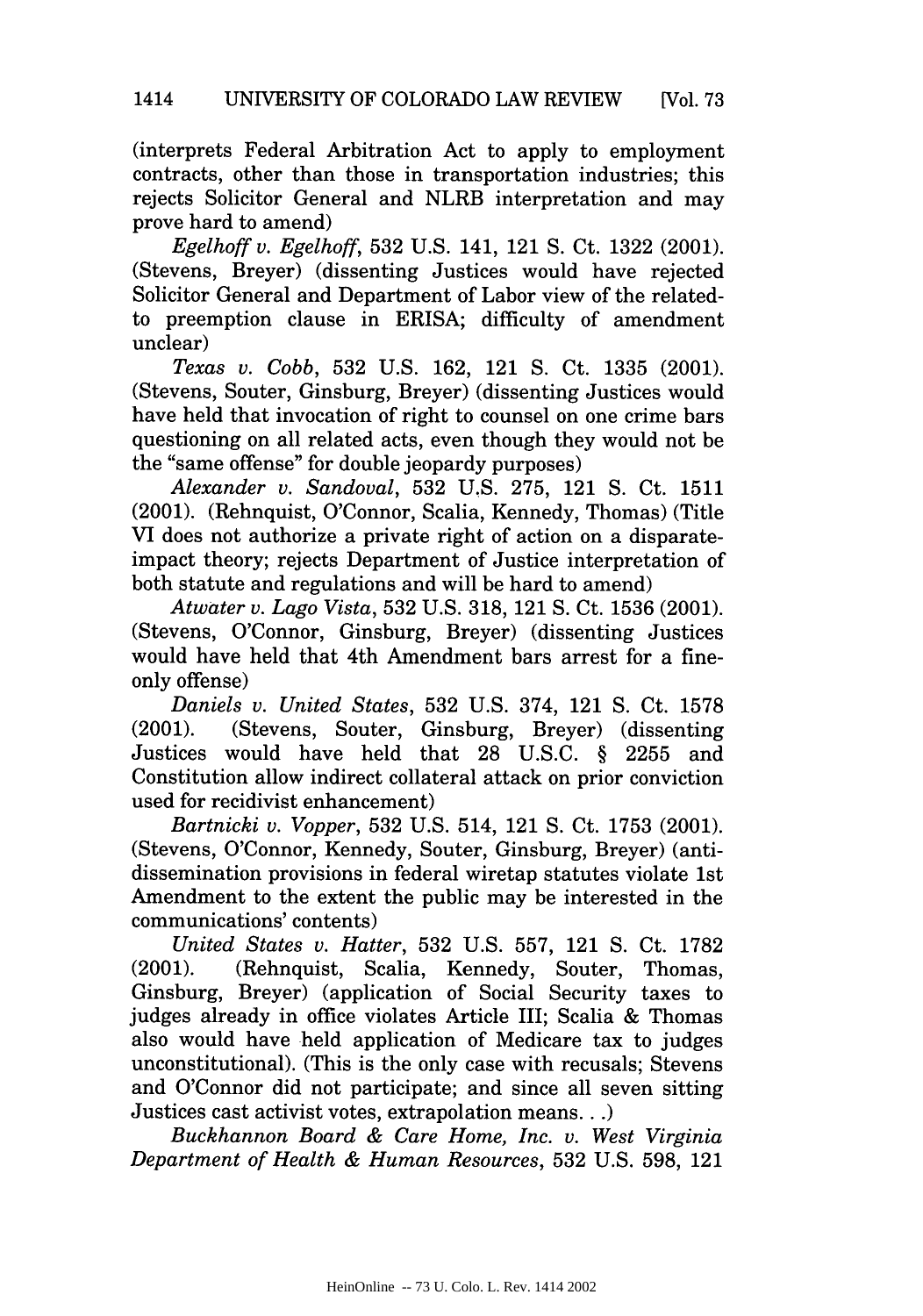(interprets Federal Arbitration Act to apply to employment contracts, other than those in transportation industries; this rejects Solicitor General and NLRB interpretation and may prove hard to amend)

*Egelhoff v. Egelhoff*, 532 U.S. 141, 121 S. Ct. 1322 (2001). (Stevens, Breyer) (dissenting Justices would have rejected Solicitor General and Department of Labor view of the related-to preemption clause in ERISA; difficulty of amendment unclear)

*Texas v. Cobb*, 532 U.S. 162, 121 S. Ct. 1335 (2001). (Stevens, Souter, Ginsburg, Breyer) (dissenting Justices would have held that invocation of right to counsel on one crime bars questioning on all related acts, even though they would not be the "same offense" for double jeopardy purposes)

*Alexander v. Sandoval*, 532 U.S. 275, 121 S. Ct. 1511 (2001). (Rehnquist, O'Connor, Scalia, Kennedy, Thomas) (Title VI does not authorize a private right of action on a disparate-impact theory; rejects Department of Justice interpretation of both statute and regulations and will be hard to amend)

*Atwater v. Lago Vista*, 532 U.S. 318, 121 S. Ct. 1536 (2001). (Stevens, O'Connor, Ginsburg, Breyer) (dissenting Justices would have held that 4th Amendment bars arrest for a fine-only offense)

*Daniels v. United States*, 532 U.S. 374, 121 S. Ct. 1578 (2001). (Stevens, Souter, Ginsburg, Breyer) (dissenting Justices would have held that 28 U.S.C. § 2255 and Constitution allow indirect collateral attack on prior conviction used for recidivist enhancement)

*Bartnicki v. Vopper*, 532 U.S. 514, 121 S. Ct. 1753 (2001). (Stevens, O'Connor, Kennedy, Souter, Ginsburg, Breyer) (anti-dissemination provisions in federal wiretap statutes violate 1st Amendment to the extent the public may be interested in the communications' contents)

*United States v. Hatter*, 532 U.S. 557, 121 S. Ct. 1782 (2001). (Rehnquist, Scalia, Kennedy, Souter, Thomas, Ginsburg, Breyer) (application of Social Security taxes to judges already in office violates Article III; Scalia & Thomas also would have held application of Medicare tax to judges unconstitutional). (This is the only case with recusals; Stevens and O'Connor did not participate; and since all seven sitting Justices cast activist votes, extrapolation means. . .)

*Buckhannon Board & Care Home, Inc. v. West Virginia Department of Health & Human Resources*, 532 U.S. 598, 121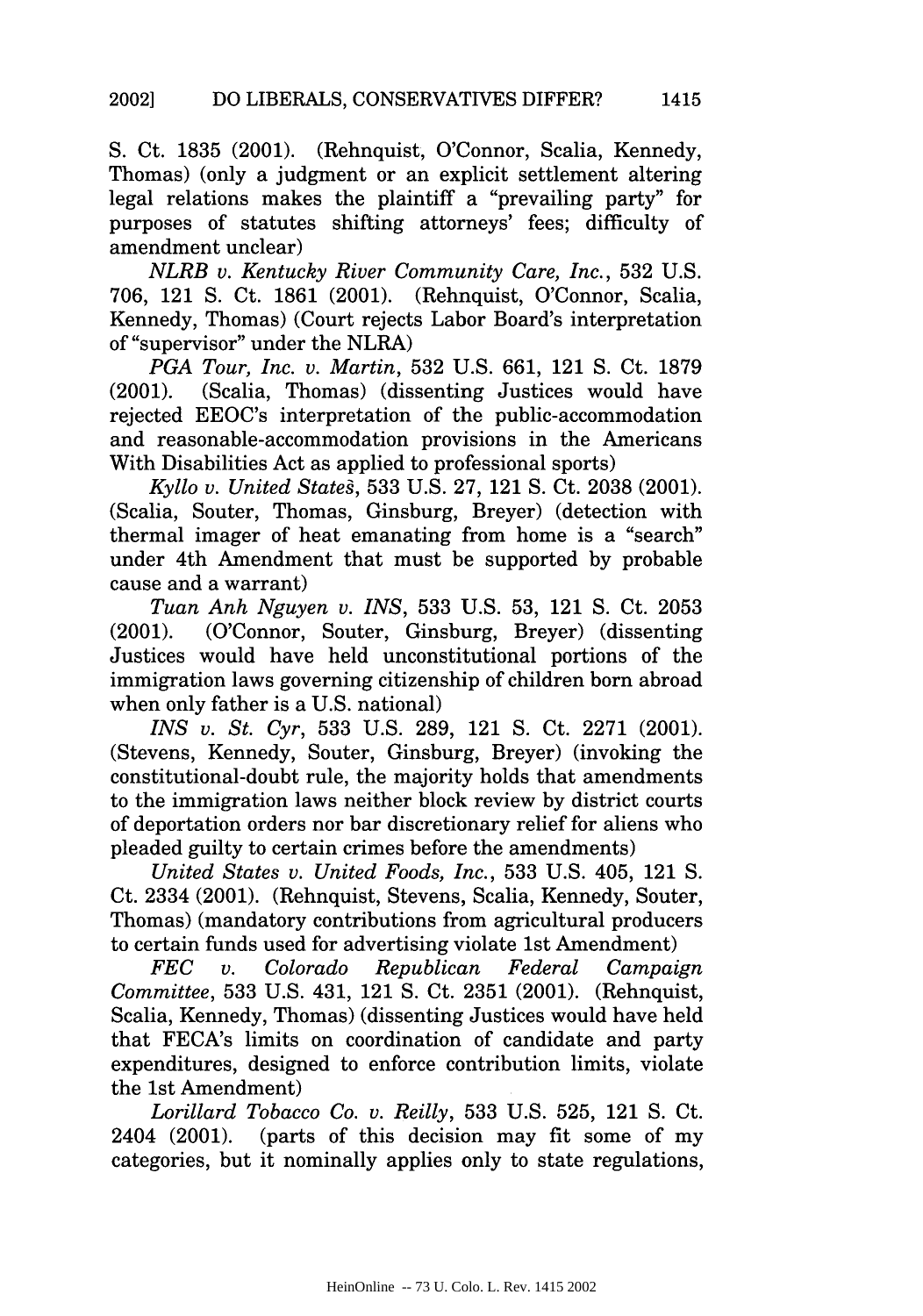S. Ct. 1835 (2001). (Rehnquist, O'Connor, Scalia, Kennedy, Thomas) (only a judgment or an explicit settlement altering legal relations makes the plaintiff a "prevailing party" for purposes of statutes shifting attorneys' fees; difficulty of amendment unclear)

*NLRB v. Kentucky River Community Care, Inc.*, 532 U.S. 706, 121 S. Ct. 1861 (2001). (Rehnquist, O'Connor, Scalia, Kennedy, Thomas) (Court rejects Labor Board's interpretation of "supervisor" under the NLRA)

*PGA Tour, Inc. v. Martin*, 532 U.S. 661, 121 S. Ct. 1879 (2001). (Scalia, Thomas) (dissenting Justices would have rejected EEOC's interpretation of the public-accommodation and reasonable-accommodation provisions in the Americans With Disabilities Act as applied to professional sports)

*Kyllo v. United States*, 533 U.S. 27, 121 S. Ct. 2038 (2001). (Scalia, Souter, Thomas, Ginsburg, Breyer) (detection with thermal imager of heat emanating from home is a "search" under 4th Amendment that must be supported by probable cause and a warrant)

*Tuan Anh Nguyen v. INS*, 533 U.S. 53, 121 S. Ct. 2053 (2001). (O'Connor, Souter, Ginsburg, Breyer) (dissenting Justices would have held unconstitutional portions of the immigration laws governing citizenship of children born abroad when only father is a U.S. national)

*INS v. St. Cyr*, 533 U.S. 289, 121 S. Ct. 2271 (2001). (Stevens, Kennedy, Souter, Ginsburg, Breyer) (invoking the constitutional-doubt rule, the majority holds that amendments to the immigration laws neither block review by district courts of deportation orders nor bar discretionary relief for aliens who pleaded guilty to certain crimes before the amendments)

*United States v. United Foods, Inc.*, 533 U.S. 405, 121 S. Ct. 2334 (2001). (Rehnquist, Stevens, Scalia, Kennedy, Souter, Thomas) (mandatory contributions from agricultural producers to certain funds used for advertising violate 1st Amendment)

*FEC v. Colorado Republican Federal Campaign Committee*, 533 U.S. 431, 121 S. Ct. 2351 (2001). (Rehnquist, Scalia, Kennedy, Thomas) (dissenting Justices would have held that FECA's limits on coordination of candidate and party expenditures, designed to enforce contribution limits, violate the 1st Amendment)

*Lorillard Tobacco Co. v. Reilly*, 533 U.S. 525, 121 S. Ct. 2404 (2001). (parts of this decision may fit some of my categories, but it nominally applies only to state regulations,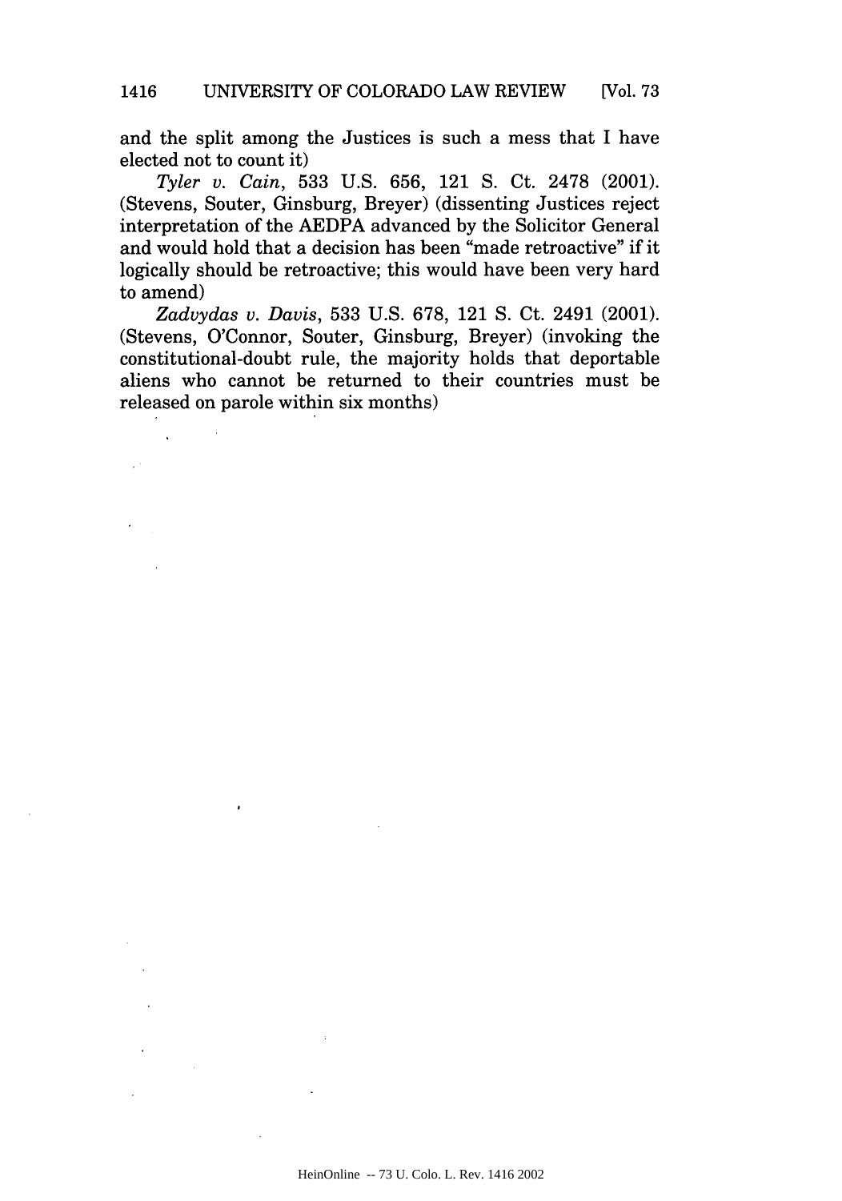and the split among the Justices is such a mess that I have elected not to count it)

*Tyler v. Cain*, 533 U.S. 656, 121 S. Ct. 2478 (2001). (Stevens, Souter, Ginsburg, Breyer) (dissenting Justices reject interpretation of the AEDPA advanced by the Solicitor General and would hold that a decision has been "made retroactive" if it logically should be retroactive; this would have been very hard to amend)

*Zadvydas v. Davis*, 533 U.S. 678, 121 S. Ct. 2491 (2001). (Stevens, O'Connor, Souter, Ginsburg, Breyer) (invoking the constitutional-doubt rule, the majority holds that deportable aliens who cannot be returned to their countries must be released on parole within six months)